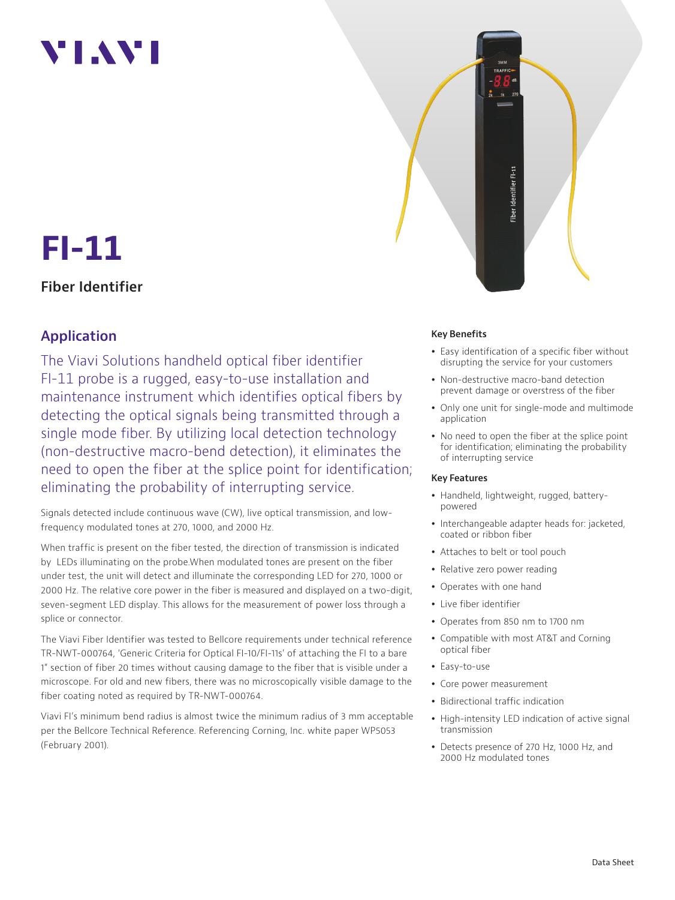VIAVI

# FI-11

## Fiber Identifier

## Application

The Viavi Solutions handheld optical fiber identifier FI-11 probe is a rugged, easy-to-use installation and maintenance instrument which identifies optical fibers by detecting the optical signals being transmitted through a single mode fiber. By utilizing local detection technology (non-destructive macro-bend detection), it eliminates the need to open the fiber at the splice point for identification; eliminating the probability of interrupting service.

Signals detected include continuous wave (CW), live optical transmission, and low-frequency modulated tones at 270, 1000, and 2000 Hz.

When traffic is present on the fiber tested, the direction of transmission is indicated by LEDs illuminating on the probe.When modulated tones are present on the fiber under test, the unit will detect and illuminate the corresponding LED for 270, 1000 or 2000 Hz. The relative core power in the fiber is measured and displayed on a two-digit, seven-segment LED display. This allows for the measurement of power loss through a splice or connector.

The Viavi Fiber Identifier was tested to Bellcore requirements under technical reference TR-NWT-000764, 'Generic Criteria for Optical FI-10/FI-11s' of attaching the FI to a bare 1" section of fiber 20 times without causing damage to the fiber that is visible under a microscope. For old and new fibers, there was no microscopically visible damage to the fiber coating noted as required by TR-NWT-000764.

Viavi FI's minimum bend radius is almost twice the minimum radius of 3 mm acceptable per the Bellcore Technical Reference. Referencing Corning, Inc. white paper WP5053 (February 2001).

### Key Benefits

- Easy identification of a specific fiber without disrupting the service for your customers
- Non-destructive macro-band detection prevent damage or overstress of the fiber
- Only one unit for single-mode and multimode application
- No need to open the fiber at the splice point for identification; eliminating the probability of interrupting service

### Key Features

- Handheld, lightweight, rugged, battery-powered
- Interchangeable adapter heads for: jacketed, coated or ribbon fiber
- Attaches to belt or tool pouch
- Relative zero power reading
- Operates with one hand
- Live fiber identifier
- Operates from 850 nm to 1700 nm
- Compatible with most AT&T and Corning optical fiber
- Easy-to-use
- Core power measurement
- Bidirectional traffic indication
- High-intensity LED indication of active signal transmission
- Detects presence of 270 Hz, 1000 Hz, and 2000 Hz modulated tones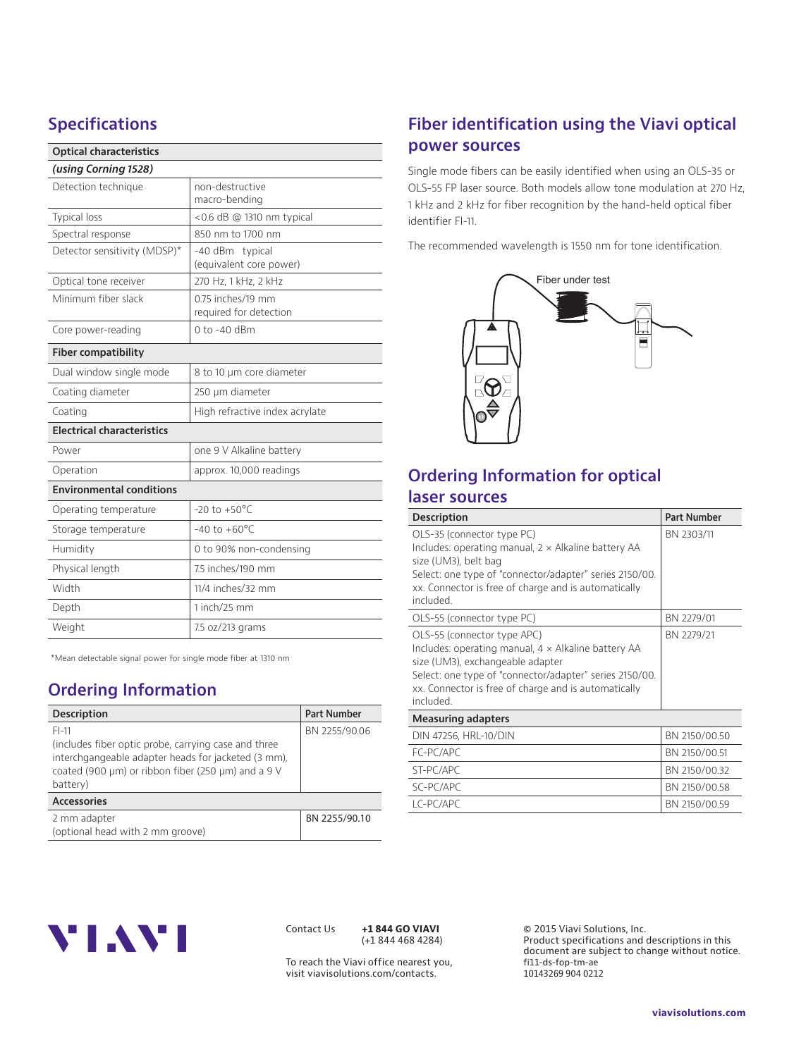## Specifications

| Optical characteristics | |
|---|---|
| *(using Corning 1528)* | |
| Detection technique | non-destructive macro-bending |
| Typical loss | <0.6 dB @ 1310 nm typical |
| Spectral response | 850 nm to 1700 nm |
| Detector sensitivity (MDSP)* | -40 dBm typical (equivalent core power) |
| Optical tone receiver | 270 Hz, 1 kHz, 2 kHz |
| Minimum fiber slack | 0.75 inches/19 mm required for detection |
| Core power-reading | 0 to -40 dBm |
| **Fiber compatibility** | |
| Dual window single mode | 8 to 10 µm core diameter |
| Coating diameter | 250 µm diameter |
| Coating | High refractive index acrylate |
| **Electrical characteristics** | |
| Power | one 9 V Alkaline battery |
| Operation | approx. 10,000 readings |
| **Environmental conditions** | |
| Operating temperature | -20 to +50°C |
| Storage temperature | -40 to +60°C |
| Humidity | 0 to 90% non-condensing |
| Physical length | 7.5 inches/190 mm |
| Width | 11/4 inches/32 mm |
| Depth | 1 inch/25 mm |
| Weight | 7.5 oz/213 grams |

*Mean detectable signal power for single mode fiber at 1310 nm

## Ordering Information

| Description | Part Number |
|---|---|
| FI-11 (includes fiber optic probe, carrying case and three interchgangeable adapter heads for jacketed (3 mm), coated (900 µm) or ribbon fiber (250 µm) and a 9 V battery) | BN 2255/90.06 |
| **Accessories** | |
| 2 mm adapter (optional head with 2 mm groove) | BN 2255/90.10 |

## Fiber identification using the Viavi optical power sources

Single mode fibers can be easily identified when using an OLS-35 or OLS-55 FP laser source. Both models allow tone modulation at 270 Hz, 1 kHz and 2 kHz for fiber recognition by the hand-held optical fiber identifier FI-11.

The recommended wavelength is 1550 nm for tone identification.

Fiber under test

## Ordering Information for optical laser sources

| Description | Part Number |
|---|---|
| OLS-35 (connector type PC) Includes: operating manual, 2 × Alkaline battery AA size (UM3), belt bag Select: one type of "connector/adapter" series 2150/00.xx. Connector is free of charge and is automatically included. | BN 2303/11 |
| OLS-55 (connector type PC) | BN 2279/01 |
| OLS-55 (connector type APC) Includes: operating manual, 4 × Alkaline battery AA size (UM3), exchangeable adapter Select: one type of "connector/adapter" series 2150/00.xx. Connector is free of charge and is automatically included. | BN 2279/21 |
| **Measuring adapters** | |
| DIN 47256, HRL-10/DIN | BN 2150/00.50 |
| FC-PC/APC | BN 2150/00.51 |
| ST-PC/APC | BN 2150/00.32 |
| SC-PC/APC | BN 2150/00.58 |
| LC-PC/APC | BN 2150/00.59 |

VIAVI

Contact Us **+1 844 GO VIAVI** (+1 844 468 4284)

To reach the Viavi office nearest you, visit viavisolutions.com/contacts.

© 2015 Viavi Solutions, Inc.
Product specifications and descriptions in this document are subject to change without notice.
fi11-ds-fop-tm-ae
10143269 904 0212

**viavisolutions.com**